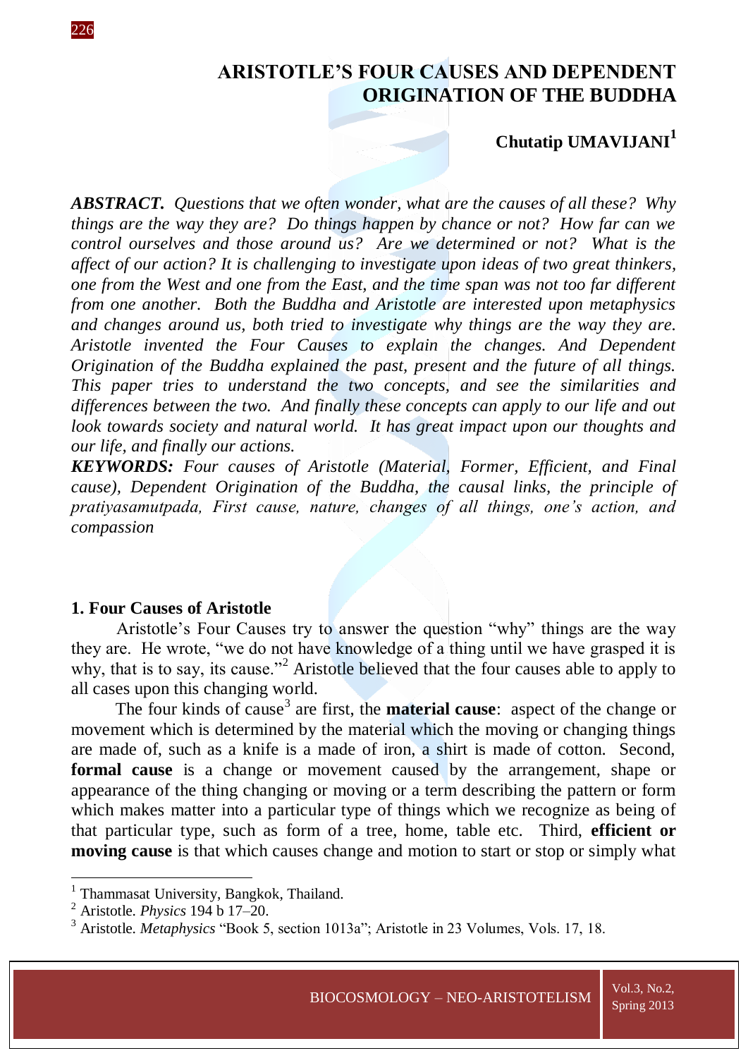# ARISTOTLE'S FOUR CAUSES AND DEPENDENT ORIGINATION OF THE BUDDHA

**Chutatip UMAVIJANI**[1]

***ABSTRACT.*** *Questions that we often wonder, what are the causes of all these? Why things are the way they are? Do things happen by chance or not? How far can we control ourselves and those around us? Are we determined or not? What is the affect of our action? It is challenging to investigate upon ideas of two great thinkers, one from the West and one from the East, and the time span was not too far different from one another. Both the Buddha and Aristotle are interested upon metaphysics and changes around us, both tried to investigate why things are the way they are. Aristotle invented the Four Causes to explain the changes. And Dependent Origination of the Buddha explained the past, present and the future of all things. This paper tries to understand the two concepts, and see the similarities and differences between the two. And finally these concepts can apply to our life and out look towards society and natural world. It has great impact upon our thoughts and our life, and finally our actions.*

***KEYWORDS:*** *Four causes of Aristotle (Material, Former, Efficient, and Final cause), Dependent Origination of the Buddha, the causal links, the principle of pratiyasamutpada, First cause, nature, changes of all things, one's action, and compassion*

## 1. Four Causes of Aristotle

Aristotle's Four Causes try to answer the question "why" things are the way they are. He wrote, "we do not have knowledge of a thing until we have grasped it is why, that is to say, its cause."[2] Aristotle believed that the four causes able to apply to all cases upon this changing world.

The four kinds of cause[3] are first, the **material cause**: aspect of the change or movement which is determined by the material which the moving or changing things are made of, such as a knife is a made of iron, a shirt is made of cotton. Second, **formal cause** is a change or movement caused by the arrangement, shape or appearance of the thing changing or moving or a term describing the pattern or form which makes matter into a particular type of things which we recognize as being of that particular type, such as form of a tree, home, table etc. Third, **efficient or moving cause** is that which causes change and motion to start or stop or simply what

---

[1] Thammasat University, Bangkok, Thailand.

[2] Aristotle. *Physics* 194 b 17–20.

[3] Aristotle. *Metaphysics* "Book 5, section 1013a"; Aristotle in 23 Volumes, Vols. 17, 18.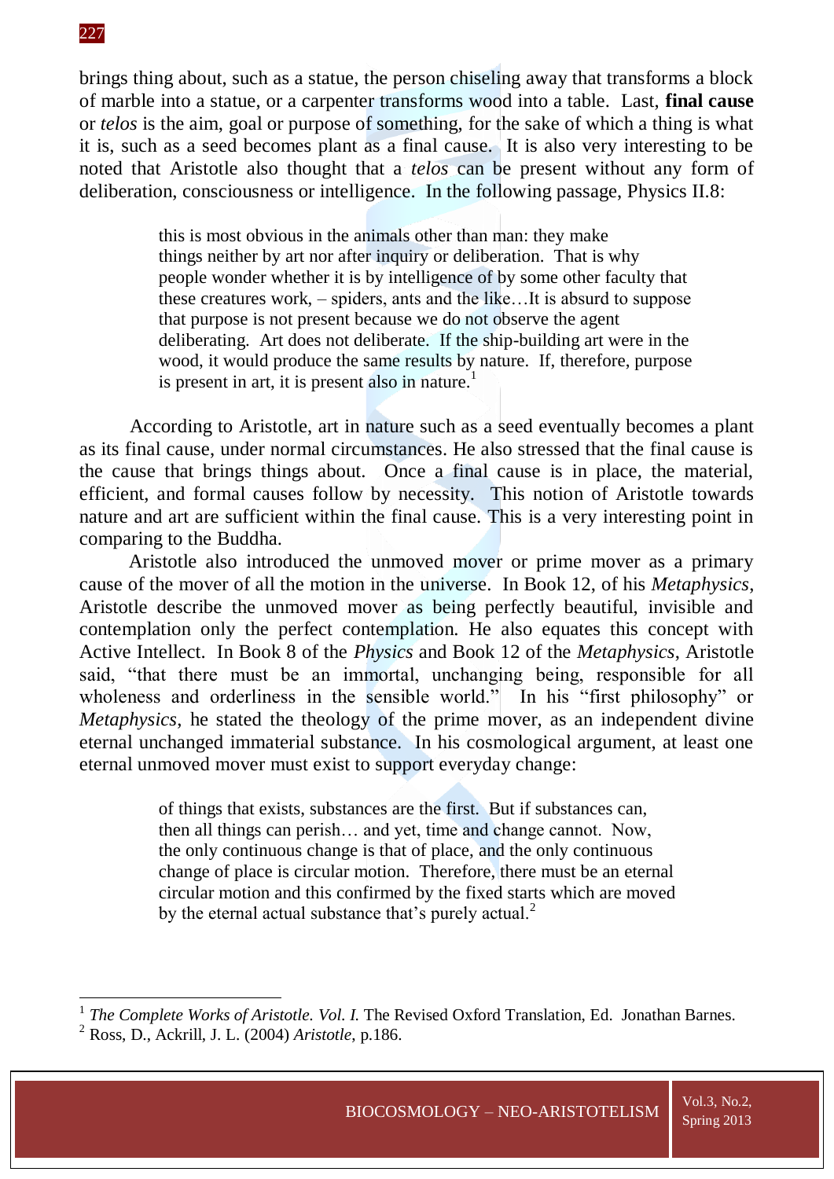brings thing about, such as a statue, the person chiseling away that transforms a block of marble into a statue, or a carpenter transforms wood into a table. Last, **final cause** or *telos* is the aim, goal or purpose of something, for the sake of which a thing is what it is, such as a seed becomes plant as a final cause. It is also very interesting to be noted that Aristotle also thought that a *telos* can be present without any form of deliberation, consciousness or intelligence. In the following passage, Physics II.8:

> this is most obvious in the animals other than man: they make things neither by art nor after inquiry or deliberation. That is why people wonder whether it is by intelligence of by some other faculty that these creatures work, – spiders, ants and the like…It is absurd to suppose that purpose is not present because we do not observe the agent deliberating. Art does not deliberate. If the ship-building art were in the wood, it would produce the same results by nature. If, therefore, purpose is present in art, it is present also in nature.[1]

According to Aristotle, art in nature such as a seed eventually becomes a plant as its final cause, under normal circumstances. He also stressed that the final cause is the cause that brings things about. Once a final cause is in place, the material, efficient, and formal causes follow by necessity. This notion of Aristotle towards nature and art are sufficient within the final cause. This is a very interesting point in comparing to the Buddha.

Aristotle also introduced the unmoved mover or prime mover as a primary cause of the mover of all the motion in the universe. In Book 12, of his *Metaphysics*, Aristotle describe the unmoved mover as being perfectly beautiful, invisible and contemplation only the perfect contemplation. He also equates this concept with Active Intellect. In Book 8 of the *Physics* and Book 12 of the *Metaphysics*, Aristotle said, "that there must be an immortal, unchanging being, responsible for all wholeness and orderliness in the sensible world." In his "first philosophy" or *Metaphysics*, he stated the theology of the prime mover, as an independent divine eternal unchanged immaterial substance. In his cosmological argument, at least one eternal unmoved mover must exist to support everyday change:

> of things that exists, substances are the first. But if substances can, then all things can perish… and yet, time and change cannot. Now, the only continuous change is that of place, and the only continuous change of place is circular motion. Therefore, there must be an eternal circular motion and this confirmed by the fixed starts which are moved by the eternal actual substance that's purely actual.[2]

---

[1] *The Complete Works of Aristotle. Vol. I.* The Revised Oxford Translation, Ed. Jonathan Barnes.

[2] Ross, D., Ackrill, J. L. (2004) *Aristotle*, p.186.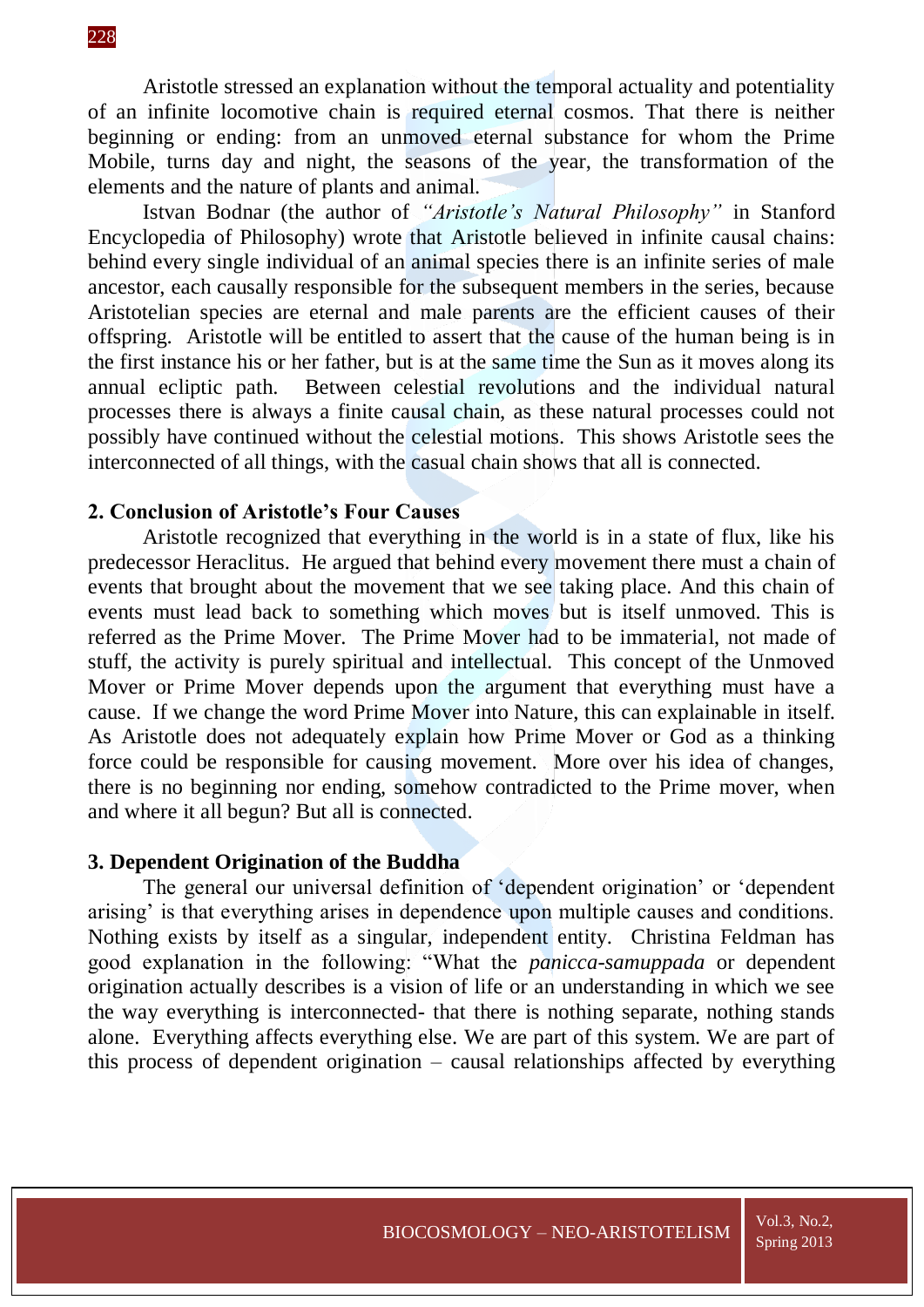Aristotle stressed an explanation without the temporal actuality and potentiality of an infinite locomotive chain is required eternal cosmos. That there is neither beginning or ending: from an unmoved eternal substance for whom the Prime Mobile, turns day and night, the seasons of the year, the transformation of the elements and the nature of plants and animal.

Istvan Bodnar (the author of *"Aristotle's Natural Philosophy"* in Stanford Encyclopedia of Philosophy) wrote that Aristotle believed in infinite causal chains: behind every single individual of an animal species there is an infinite series of male ancestor, each causally responsible for the subsequent members in the series, because Aristotelian species are eternal and male parents are the efficient causes of their offspring. Aristotle will be entitled to assert that the cause of the human being is in the first instance his or her father, but is at the same time the Sun as it moves along its annual ecliptic path. Between celestial revolutions and the individual natural processes there is always a finite causal chain, as these natural processes could not possibly have continued without the celestial motions. This shows Aristotle sees the interconnected of all things, with the casual chain shows that all is connected.

## 2. Conclusion of Aristotle's Four Causes

Aristotle recognized that everything in the world is in a state of flux, like his predecessor Heraclitus. He argued that behind every movement there must a chain of events that brought about the movement that we see taking place. And this chain of events must lead back to something which moves but is itself unmoved. This is referred as the Prime Mover. The Prime Mover had to be immaterial, not made of stuff, the activity is purely spiritual and intellectual. This concept of the Unmoved Mover or Prime Mover depends upon the argument that everything must have a cause. If we change the word Prime Mover into Nature, this can explainable in itself. As Aristotle does not adequately explain how Prime Mover or God as a thinking force could be responsible for causing movement. More over his idea of changes, there is no beginning nor ending, somehow contradicted to the Prime mover, when and where it all begun? But all is connected.

## 3. Dependent Origination of the Buddha

The general our universal definition of 'dependent origination' or 'dependent arising' is that everything arises in dependence upon multiple causes and conditions. Nothing exists by itself as a singular, independent entity. Christina Feldman has good explanation in the following: "What the *panicca-samuppada* or dependent origination actually describes is a vision of life or an understanding in which we see the way everything is interconnected- that there is nothing separate, nothing stands alone. Everything affects everything else. We are part of this system. We are part of this process of dependent origination – causal relationships affected by everything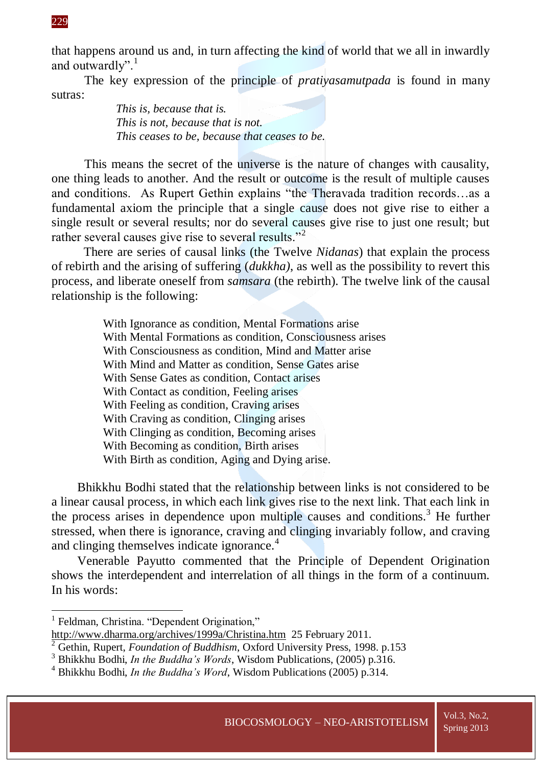that happens around us and, in turn affecting the kind of world that we all in inwardly and outwardly".[1]

The key expression of the principle of *pratiyasamutpada* is found in many sutras:

> *This is, because that is.*
> *This is not, because that is not.*
> *This ceases to be, because that ceases to be.*

This means the secret of the universe is the nature of changes with causality, one thing leads to another. And the result or outcome is the result of multiple causes and conditions. As Rupert Gethin explains "the Theravada tradition records…as a fundamental axiom the principle that a single cause does not give rise to either a single result or several results; nor do several causes give rise to just one result; but rather several causes give rise to several results."[2]

There are series of causal links (the Twelve *Nidanas*) that explain the process of rebirth and the arising of suffering (*dukkha)*, as well as the possibility to revert this process, and liberate oneself from *samsara* (the rebirth). The twelve link of the causal relationship is the following:

> With Ignorance as condition, Mental Formations arise
> With Mental Formations as condition, Consciousness arises
> With Consciousness as condition, Mind and Matter arise
> With Mind and Matter as condition, Sense Gates arise
> With Sense Gates as condition, Contact arises
> With Contact as condition, Feeling arises
> With Feeling as condition, Craving arises
> With Craving as condition, Clinging arises
> With Clinging as condition, Becoming arises
> With Becoming as condition, Birth arises
> With Birth as condition, Aging and Dying arise.

Bhikkhu Bodhi stated that the relationship between links is not considered to be a linear causal process, in which each link gives rise to the next link. That each link in the process arises in dependence upon multiple causes and conditions.[3] He further stressed, when there is ignorance, craving and clinging invariably follow, and craving and clinging themselves indicate ignorance.[4]

Venerable Payutto commented that the Principle of Dependent Origination shows the interdependent and interrelation of all things in the form of a continuum. In his words:

---

[1] Feldman, Christina. "Dependent Origination," http://www.dharma.org/archives/1999a/Christina.htm 25 February 2011.

[2] Gethin, Rupert, *Foundation of Buddhism*, Oxford University Press, 1998. p.153

[3] Bhikkhu Bodhi, *In the Buddha's Words*, Wisdom Publications, (2005) p.316.

[4] Bhikkhu Bodhi, *In the Buddha's Word*, Wisdom Publications (2005) p.314.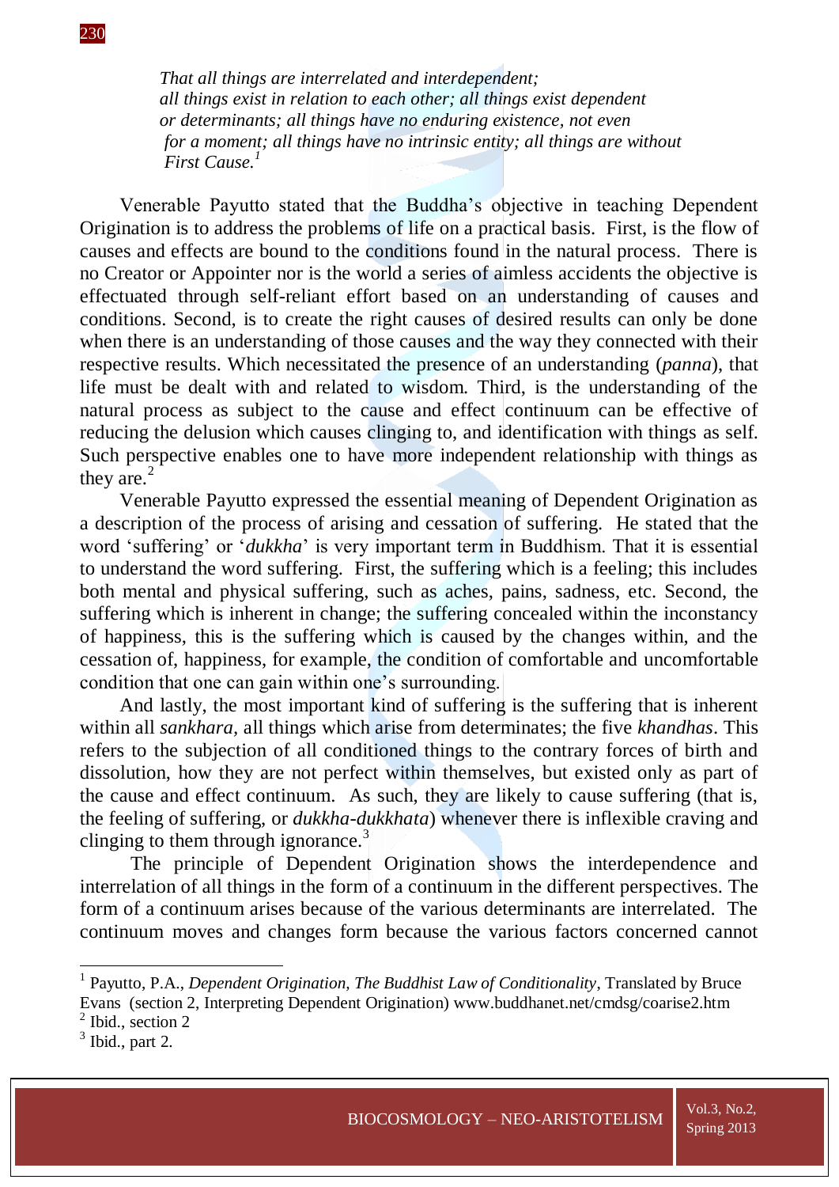*That all things are interrelated and interdependent;*
*all things exist in relation to each other; all things exist dependent*
*or determinants; all things have no enduring existence, not even*
*for a moment; all things have no intrinsic entity; all things are without*
*First Cause.*[1]

Venerable Payutto stated that the Buddha's objective in teaching Dependent Origination is to address the problems of life on a practical basis. First, is the flow of causes and effects are bound to the conditions found in the natural process. There is no Creator or Appointer nor is the world a series of aimless accidents the objective is effectuated through self-reliant effort based on an understanding of causes and conditions. Second, is to create the right causes of desired results can only be done when there is an understanding of those causes and the way they connected with their respective results. Which necessitated the presence of an understanding (*panna*), that life must be dealt with and related to wisdom. Third, is the understanding of the natural process as subject to the cause and effect continuum can be effective of reducing the delusion which causes clinging to, and identification with things as self. Such perspective enables one to have more independent relationship with things as they are.[2]

Venerable Payutto expressed the essential meaning of Dependent Origination as a description of the process of arising and cessation of suffering. He stated that the word 'suffering' or '*dukkha*' is very important term in Buddhism. That it is essential to understand the word suffering. First, the suffering which is a feeling; this includes both mental and physical suffering, such as aches, pains, sadness, etc. Second, the suffering which is inherent in change; the suffering concealed within the inconstancy of happiness, this is the suffering which is caused by the changes within, and the cessation of, happiness, for example, the condition of comfortable and uncomfortable condition that one can gain within one's surrounding.

And lastly, the most important kind of suffering is the suffering that is inherent within all *sankhara*, all things which arise from determinates; the five *khandhas*. This refers to the subjection of all conditioned things to the contrary forces of birth and dissolution, how they are not perfect within themselves, but existed only as part of the cause and effect continuum. As such, they are likely to cause suffering (that is, the feeling of suffering, or *dukkha-dukkhata*) whenever there is inflexible craving and clinging to them through ignorance.[3]

The principle of Dependent Origination shows the interdependence and interrelation of all things in the form of a continuum in the different perspectives. The form of a continuum arises because of the various determinants are interrelated. The continuum moves and changes form because the various factors concerned cannot

---

[1] Payutto, P.A., *Dependent Origination, The Buddhist Law of Conditionality*, Translated by Bruce Evans (section 2, Interpreting Dependent Origination) www.buddhanet.net/cmdsg/coarise2.htm

[2] Ibid., section 2

[3] Ibid., part 2.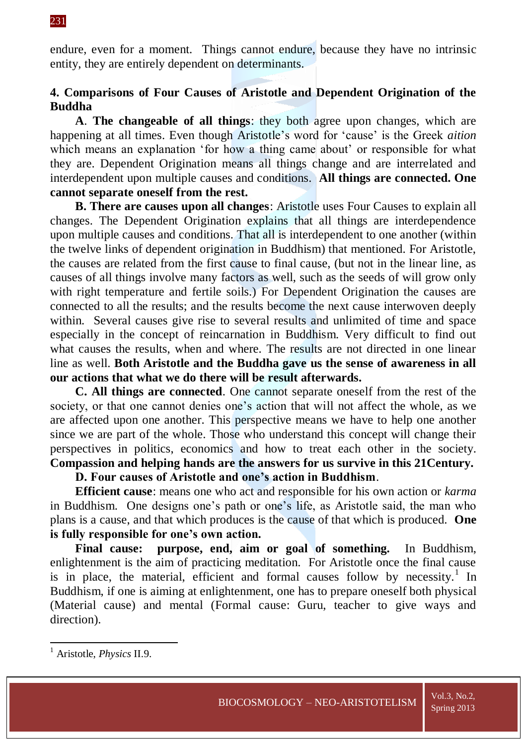endure, even for a moment. Things cannot endure, because they have no intrinsic entity, they are entirely dependent on determinants.

## 4. Comparisons of Four Causes of Aristotle and Dependent Origination of the Buddha

**A**. **The changeable of all things**: they both agree upon changes, which are happening at all times. Even though Aristotle's word for 'cause' is the Greek *aition* which means an explanation 'for how a thing came about' or responsible for what they are. Dependent Origination means all things change and are interrelated and interdependent upon multiple causes and conditions. **All things are connected. One cannot separate oneself from the rest.**

**B. There are causes upon all changes**: Aristotle uses Four Causes to explain all changes. The Dependent Origination explains that all things are interdependence upon multiple causes and conditions. That all is interdependent to one another (within the twelve links of dependent origination in Buddhism) that mentioned. For Aristotle, the causes are related from the first cause to final cause, (but not in the linear line, as causes of all things involve many factors as well, such as the seeds of will grow only with right temperature and fertile soils.) For Dependent Origination the causes are connected to all the results; and the results become the next cause interwoven deeply within. Several causes give rise to several results and unlimited of time and space especially in the concept of reincarnation in Buddhism. Very difficult to find out what causes the results, when and where. The results are not directed in one linear line as well. **Both Aristotle and the Buddha gave us the sense of awareness in all our actions that what we do there will be result afterwards.**

**C. All things are connected**. One cannot separate oneself from the rest of the society, or that one cannot denies one's action that will not affect the whole, as we are affected upon one another. This perspective means we have to help one another since we are part of the whole. Those who understand this concept will change their perspectives in politics, economics and how to treat each other in the society. **Compassion and helping hands are the answers for us survive in this 21Century.**

**D. Four causes of Aristotle and one's action in Buddhism**.

**Efficient cause**: means one who act and responsible for his own action or *karma* in Buddhism. One designs one's path or one's life, as Aristotle said, the man who plans is a cause, and that which produces is the cause of that which is produced. **One is fully responsible for one's own action.**

**Final cause: purpose, end, aim or goal of something.** In Buddhism, enlightenment is the aim of practicing meditation. For Aristotle once the final cause is in place, the material, efficient and formal causes follow by necessity.[1] In Buddhism, if one is aiming at enlightenment, one has to prepare oneself both physical (Material cause) and mental (Formal cause: Guru, teacher to give ways and direction).

---

[1] Aristotle, *Physics* II.9.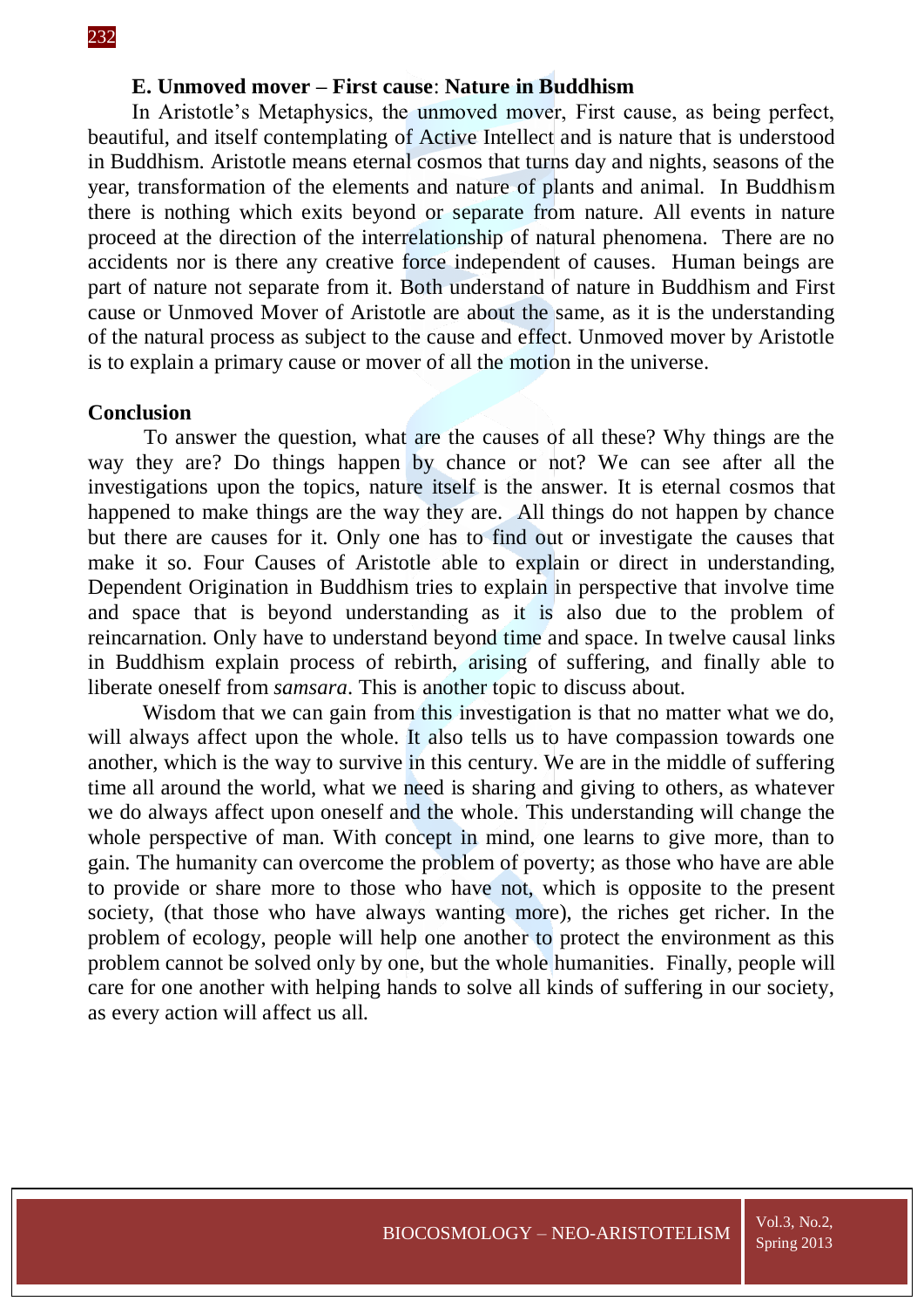### E. Unmoved mover – First cause: Nature in Buddhism

In Aristotle's Metaphysics, the unmoved mover, First cause, as being perfect, beautiful, and itself contemplating of Active Intellect and is nature that is understood in Buddhism. Aristotle means eternal cosmos that turns day and nights, seasons of the year, transformation of the elements and nature of plants and animal. In Buddhism there is nothing which exits beyond or separate from nature. All events in nature proceed at the direction of the interrelationship of natural phenomena. There are no accidents nor is there any creative force independent of causes. Human beings are part of nature not separate from it. Both understand of nature in Buddhism and First cause or Unmoved Mover of Aristotle are about the same, as it is the understanding of the natural process as subject to the cause and effect. Unmoved mover by Aristotle is to explain a primary cause or mover of all the motion in the universe.

## Conclusion

To answer the question, what are the causes of all these? Why things are the way they are? Do things happen by chance or not? We can see after all the investigations upon the topics, nature itself is the answer. It is eternal cosmos that happened to make things are the way they are. All things do not happen by chance but there are causes for it. Only one has to find out or investigate the causes that make it so. Four Causes of Aristotle able to explain or direct in understanding, Dependent Origination in Buddhism tries to explain in perspective that involve time and space that is beyond understanding as it is also due to the problem of reincarnation. Only have to understand beyond time and space. In twelve causal links in Buddhism explain process of rebirth, arising of suffering, and finally able to liberate oneself from *samsara*. This is another topic to discuss about.

Wisdom that we can gain from this investigation is that no matter what we do, will always affect upon the whole. It also tells us to have compassion towards one another, which is the way to survive in this century. We are in the middle of suffering time all around the world, what we need is sharing and giving to others, as whatever we do always affect upon oneself and the whole. This understanding will change the whole perspective of man. With concept in mind, one learns to give more, than to gain. The humanity can overcome the problem of poverty; as those who have are able to provide or share more to those who have not, which is opposite to the present society, (that those who have always wanting more), the riches get richer. In the problem of ecology, people will help one another to protect the environment as this problem cannot be solved only by one, but the whole humanities. Finally, people will care for one another with helping hands to solve all kinds of suffering in our society, as every action will affect us all.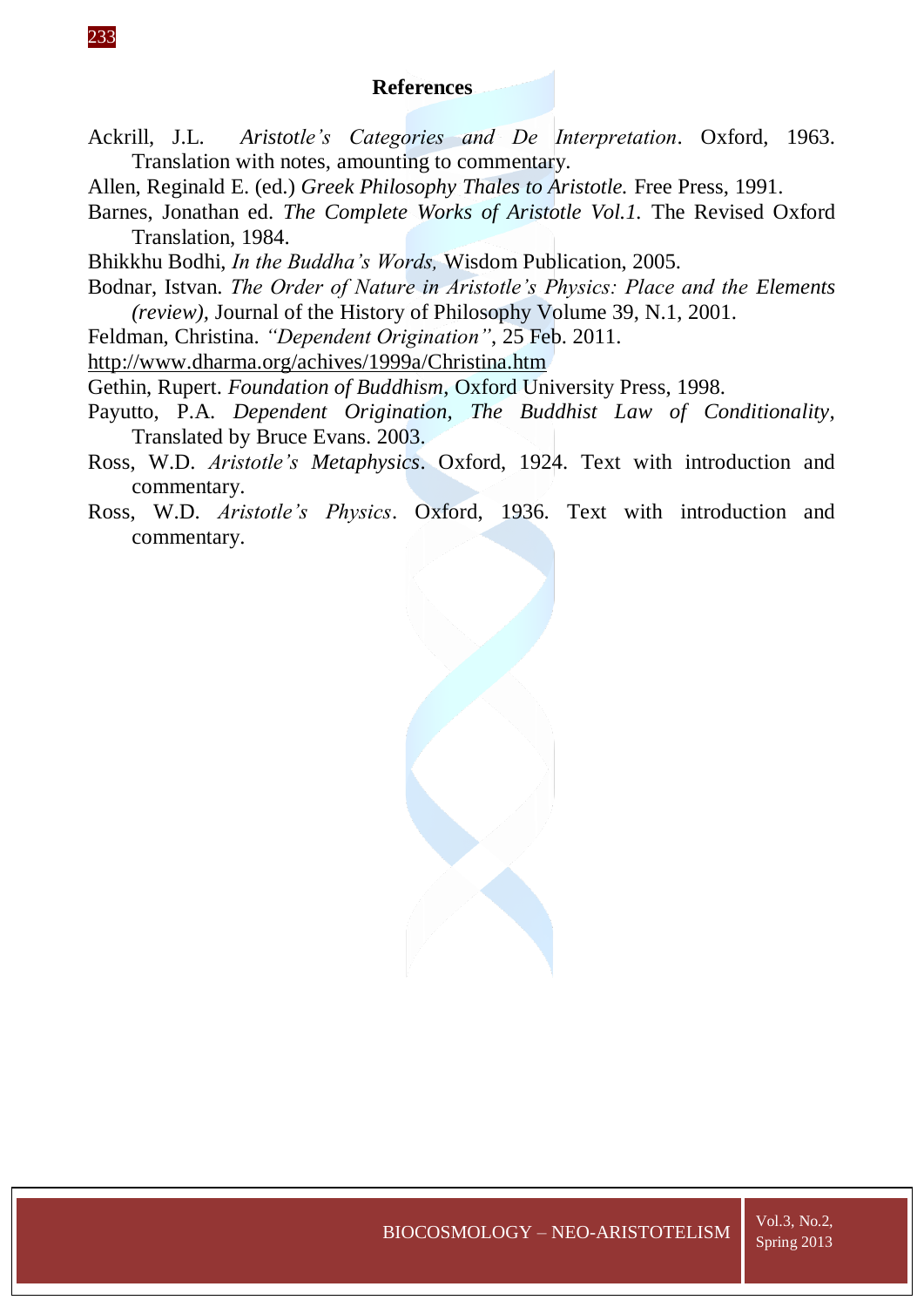## References

Ackrill, J.L. *Aristotle's Categories and De Interpretation*. Oxford, 1963. Translation with notes, amounting to commentary.

Allen, Reginald E. (ed.) *Greek Philosophy Thales to Aristotle.* Free Press, 1991.

Barnes, Jonathan ed. *The Complete Works of Aristotle Vol.1.* The Revised Oxford Translation, 1984.

Bhikkhu Bodhi, *In the Buddha's Words,* Wisdom Publication, 2005.

Bodnar, Istvan. *The Order of Nature in Aristotle's Physics: Place and the Elements (review)*, Journal of the History of Philosophy Volume 39, N.1, 2001.

Feldman, Christina. *"Dependent Origination"*, 25 Feb. 2011.
http://www.dharma.org/achives/1999a/Christina.htm

Gethin, Rupert. *Foundation of Buddhism*, Oxford University Press, 1998.

Payutto, P.A. *Dependent Origination, The Buddhist Law of Conditionality*, Translated by Bruce Evans. 2003.

Ross, W.D. *Aristotle's Metaphysics*. Oxford, 1924. Text with introduction and commentary.

Ross, W.D. *Aristotle's Physics*. Oxford, 1936. Text with introduction and commentary.